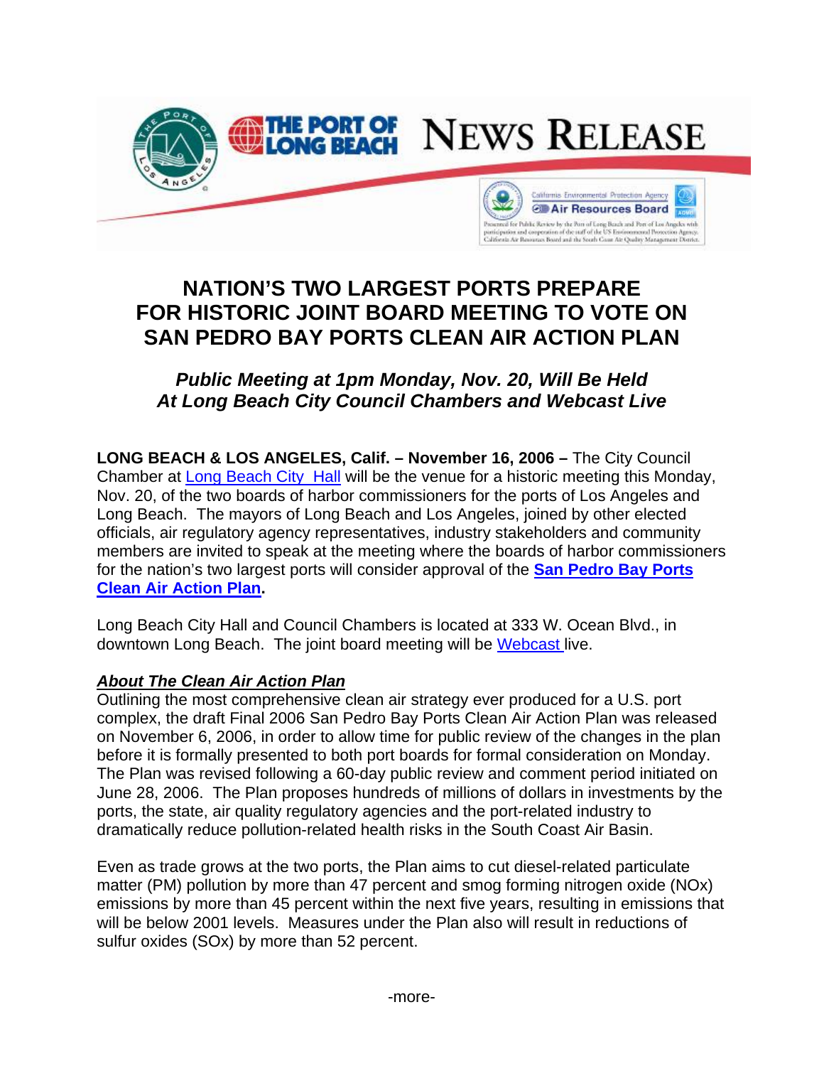# NEWS RELEASE

# NATION'S TWO LARGEST PORTS PREPARE FOR HISTORIC JOINT BOARD MEETING TO VOTE ON SAN PEDRO BAY PORTS CLEAN AIR ACTION PLAN

### *Public Meeting at 1pm Monday, Nov. 20, Will Be Held At Long Beach City Council Chambers and Webcast Live*

**LONG BEACH & LOS ANGELES, Calif. – November 16, 2006 –** The City Council Chamber at Long Beach City Hall will be the venue for a historic meeting this Monday, Nov. 20, of the two boards of harbor commissioners for the ports of Los Angeles and Long Beach. The mayors of Long Beach and Los Angeles, joined by other elected officials, air regulatory agency representatives, industry stakeholders and community members are invited to speak at the meeting where the boards of harbor commissioners for the nation's two largest ports will consider approval of the **San Pedro Bay Ports Clean Air Action Plan.**

Long Beach City Hall and Council Chambers is located at 333 W. Ocean Blvd., in downtown Long Beach. The joint board meeting will be Webcast live.

***About The Clean Air Action Plan***

Outlining the most comprehensive clean air strategy ever produced for a U.S. port complex, the draft Final 2006 San Pedro Bay Ports Clean Air Action Plan was released on November 6, 2006, in order to allow time for public review of the changes in the plan before it is formally presented to both port boards for formal consideration on Monday. The Plan was revised following a 60-day public review and comment period initiated on June 28, 2006. The Plan proposes hundreds of millions of dollars in investments by the ports, the state, air quality regulatory agencies and the port-related industry to dramatically reduce pollution-related health risks in the South Coast Air Basin.

Even as trade grows at the two ports, the Plan aims to cut diesel-related particulate matter (PM) pollution by more than 47 percent and smog forming nitrogen oxide (NOx) emissions by more than 45 percent within the next five years, resulting in emissions that will be below 2001 levels. Measures under the Plan also will result in reductions of sulfur oxides (SOx) by more than 52 percent.

-more-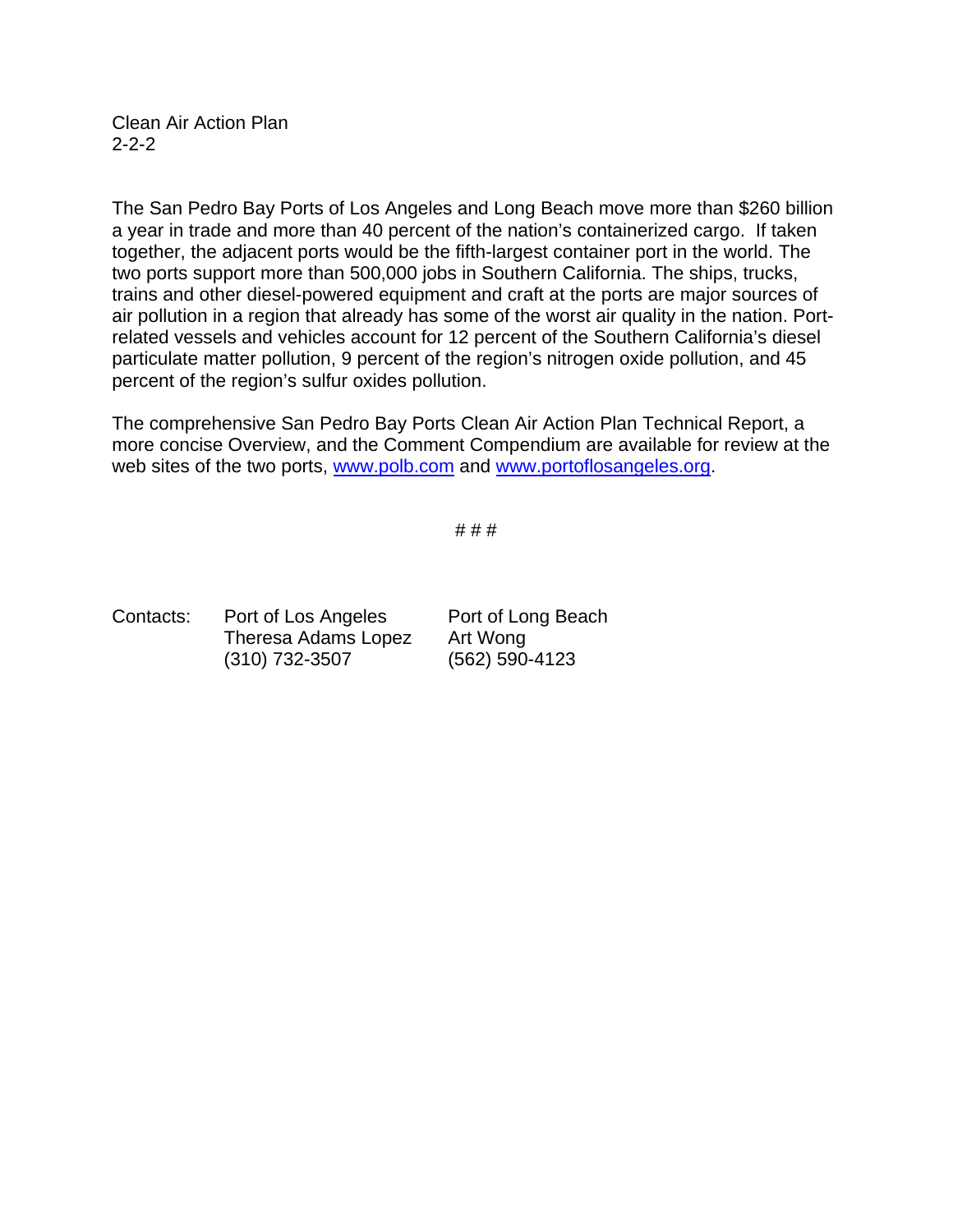The San Pedro Bay Ports of Los Angeles and Long Beach move more than $260 billion a year in trade and more than 40 percent of the nation's containerized cargo. If taken together, the adjacent ports would be the fifth-largest container port in the world. The two ports support more than 500,000 jobs in Southern California. The ships, trucks, trains and other diesel-powered equipment and craft at the ports are major sources of air pollution in a region that already has some of the worst air quality in the nation. Port-related vessels and vehicles account for 12 percent of the Southern California's diesel particulate matter pollution, 9 percent of the region's nitrogen oxide pollution, and 45 percent of the region's sulfur oxides pollution.

The comprehensive San Pedro Bay Ports Clean Air Action Plan Technical Report, a more concise Overview, and the Comment Compendium are available for review at the web sites of the two ports, www.polb.com and www.portoflosangeles.org.

# # #

| | | |
|---|---|---|
| Contacts: | Port of Los Angeles | Port of Long Beach |
| | Theresa Adams Lopez | Art Wong |
| | (310) 732-3507 | (562) 590-4123 |